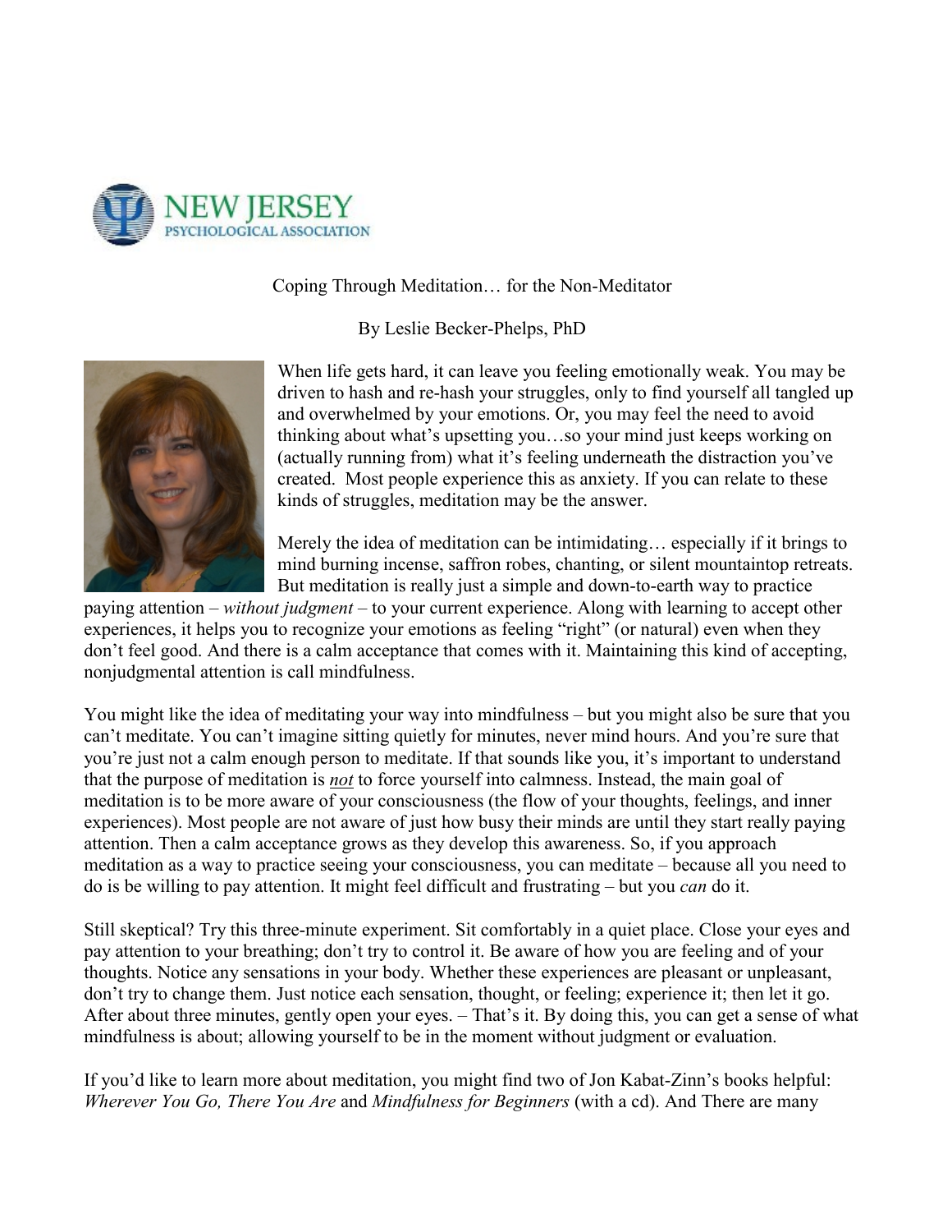NEW JERSEY PSYCHOLOGICAL ASSOCIATION

# Coping Through Meditation… for the Non-Meditator

By Leslie Becker-Phelps, PhD

When life gets hard, it can leave you feeling emotionally weak. You may be driven to hash and re-hash your struggles, only to find yourself all tangled up and overwhelmed by your emotions. Or, you may feel the need to avoid thinking about what's upsetting you…so your mind just keeps working on (actually running from) what it's feeling underneath the distraction you've created. Most people experience this as anxiety. If you can relate to these kinds of struggles, meditation may be the answer.

Merely the idea of meditation can be intimidating… especially if it brings to mind burning incense, saffron robes, chanting, or silent mountaintop retreats. But meditation is really just a simple and down-to-earth way to practice paying attention – *without judgment* – to your current experience. Along with learning to accept other experiences, it helps you to recognize your emotions as feeling "right" (or natural) even when they don't feel good. And there is a calm acceptance that comes with it. Maintaining this kind of accepting, nonjudgmental attention is call mindfulness.

You might like the idea of meditating your way into mindfulness – but you might also be sure that you can't meditate. You can't imagine sitting quietly for minutes, never mind hours. And you're sure that you're just not a calm enough person to meditate. If that sounds like you, it's important to understand that the purpose of meditation is ***not*** to force yourself into calmness. Instead, the main goal of meditation is to be more aware of your consciousness (the flow of your thoughts, feelings, and inner experiences). Most people are not aware of just how busy their minds are until they start really paying attention. Then a calm acceptance grows as they develop this awareness. So, if you approach meditation as a way to practice seeing your consciousness, you can meditate – because all you need to do is be willing to pay attention. It might feel difficult and frustrating – but you *can* do it.

Still skeptical? Try this three-minute experiment. Sit comfortably in a quiet place. Close your eyes and pay attention to your breathing; don't try to control it. Be aware of how you are feeling and of your thoughts. Notice any sensations in your body. Whether these experiences are pleasant or unpleasant, don't try to change them. Just notice each sensation, thought, or feeling; experience it; then let it go. After about three minutes, gently open your eyes. – That's it. By doing this, you can get a sense of what mindfulness is about; allowing yourself to be in the moment without judgment or evaluation.

If you'd like to learn more about meditation, you might find two of Jon Kabat-Zinn's books helpful: *Wherever You Go, There You Are* and *Mindfulness for Beginners* (with a cd). And There are many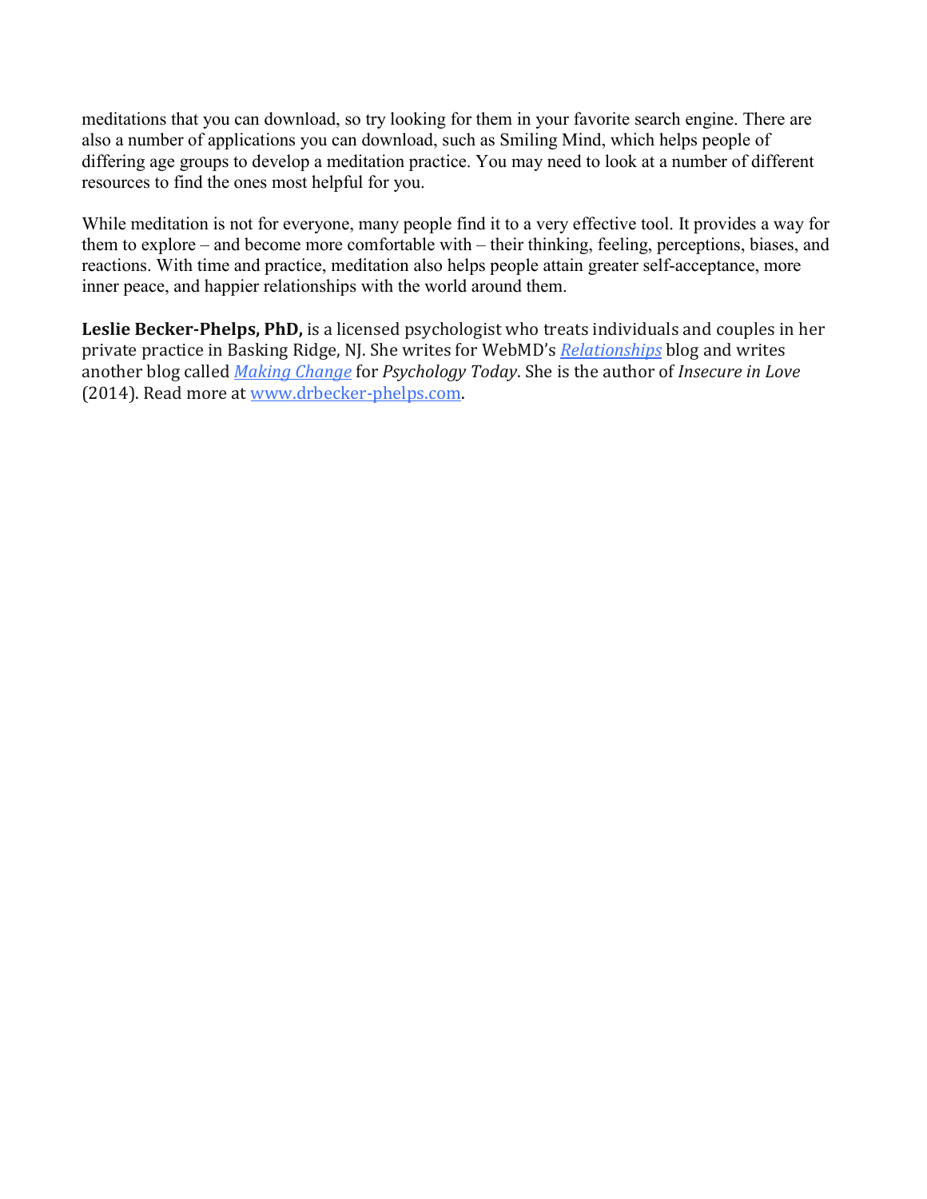meditations that you can download, so try looking for them in your favorite search engine. There are also a number of applications you can download, such as Smiling Mind, which helps people of differing age groups to develop a meditation practice. You may need to look at a number of different resources to find the ones most helpful for you.

While meditation is not for everyone, many people find it to a very effective tool. It provides a way for them to explore – and become more comfortable with – their thinking, feeling, perceptions, biases, and reactions. With time and practice, meditation also helps people attain greater self-acceptance, more inner peace, and happier relationships with the world around them.

**Leslie Becker-Phelps, PhD,** is a licensed psychologist who treats individuals and couples in her private practice in Basking Ridge, NJ. She writes for WebMD's *Relationships* blog and writes another blog called *Making Change* for *Psychology Today*. She is the author of *Insecure in Love* (2014). Read more at www.drbecker-phelps.com.